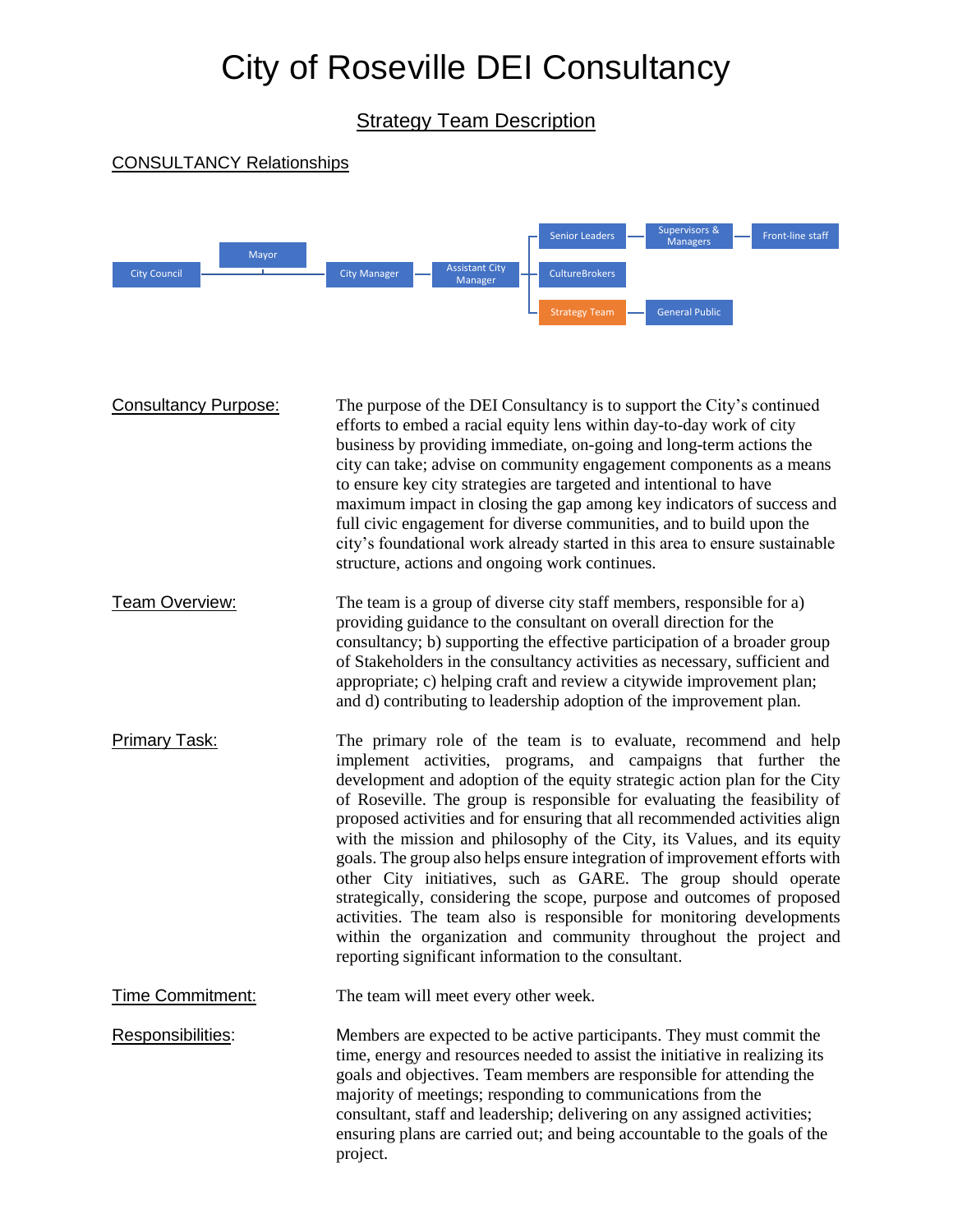# City of Roseville DEI Consultancy

## Strategy Team Description

### CONSULTANCY Relationships

City Council — Mayor — City Manager — Assistant City Manager — Senior Leaders — Supervisors & Managers — Front-line staff

CultureBrokers

Strategy Team — General Public

**Consultancy Purpose:** The purpose of the DEI Consultancy is to support the City's continued efforts to embed a racial equity lens within day-to-day work of city business by providing immediate, on-going and long-term actions the city can take; advise on community engagement components as a means to ensure key city strategies are targeted and intentional to have maximum impact in closing the gap among key indicators of success and full civic engagement for diverse communities, and to build upon the city's foundational work already started in this area to ensure sustainable structure, actions and ongoing work continues.

**Team Overview:** The team is a group of diverse city staff members, responsible for a) providing guidance to the consultant on overall direction for the consultancy; b) supporting the effective participation of a broader group of Stakeholders in the consultancy activities as necessary, sufficient and appropriate; c) helping craft and review a citywide improvement plan; and d) contributing to leadership adoption of the improvement plan.

**Primary Task:** The primary role of the team is to evaluate, recommend and help implement activities, programs, and campaigns that further the development and adoption of the equity strategic action plan for the City of Roseville. The group is responsible for evaluating the feasibility of proposed activities and for ensuring that all recommended activities align with the mission and philosophy of the City, its Values, and its equity goals. The group also helps ensure integration of improvement efforts with other City initiatives, such as GARE. The group should operate strategically, considering the scope, purpose and outcomes of proposed activities. The team also is responsible for monitoring developments within the organization and community throughout the project and reporting significant information to the consultant.

**Time Commitment:** The team will meet every other week.

**Responsibilities:** Members are expected to be active participants. They must commit the time, energy and resources needed to assist the initiative in realizing its goals and objectives. Team members are responsible for attending the majority of meetings; responding to communications from the consultant, staff and leadership; delivering on any assigned activities; ensuring plans are carried out; and being accountable to the goals of the project.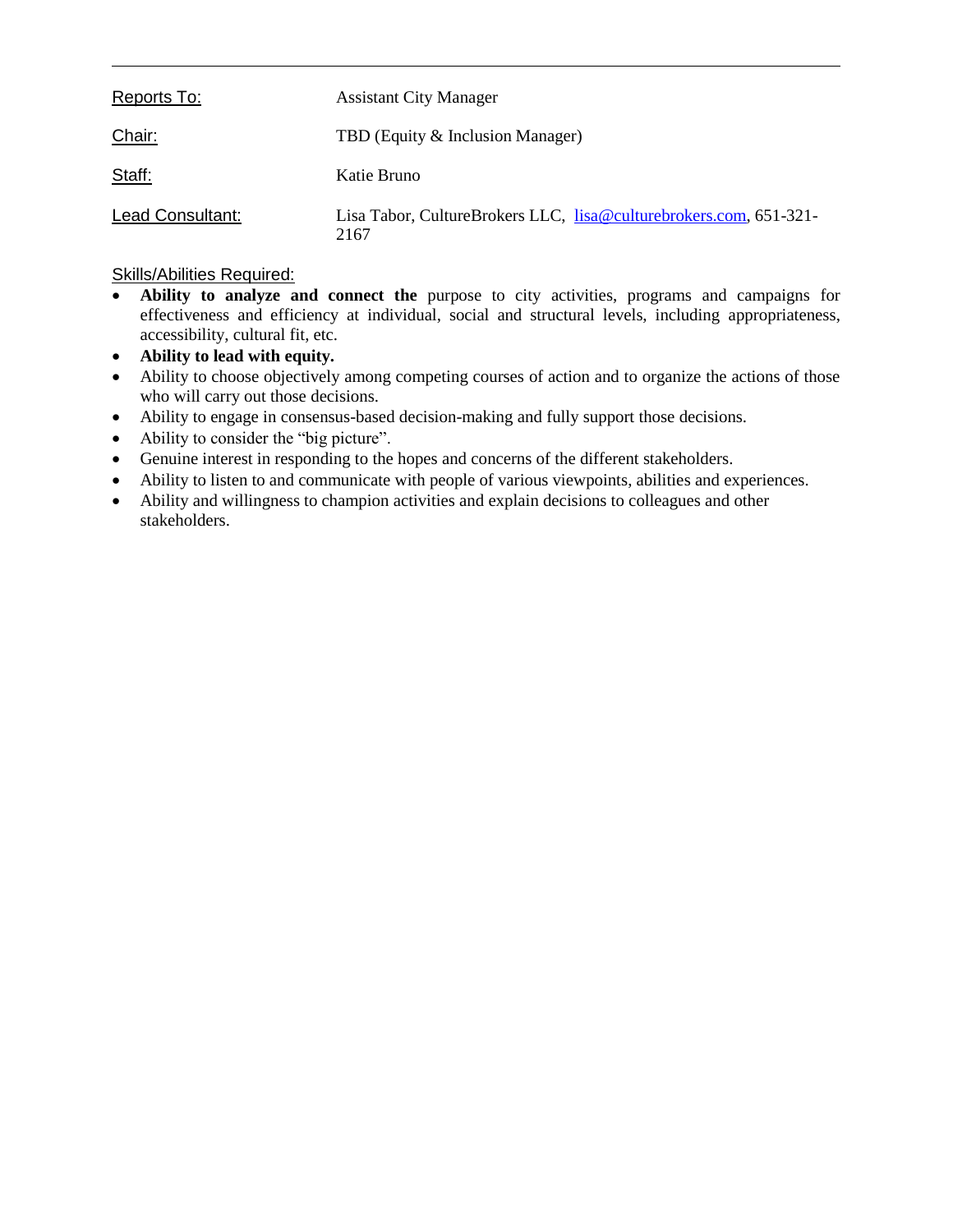---

| | |
|---|---|
| Reports To: | Assistant City Manager |
| Chair: | TBD (Equity & Inclusion Manager) |
| Staff: | Katie Bruno |
| Lead Consultant: | Lisa Tabor, CultureBrokers LLC, lisa@culturebrokers.com, 651-321-2167 |

Skills/Abilities Required:

- **Ability to analyze and connect the** purpose to city activities, programs and campaigns for effectiveness and efficiency at individual, social and structural levels, including appropriateness, accessibility, cultural fit, etc.
- **Ability to lead with equity.**
- Ability to choose objectively among competing courses of action and to organize the actions of those who will carry out those decisions.
- Ability to engage in consensus-based decision-making and fully support those decisions.
- Ability to consider the "big picture".
- Genuine interest in responding to the hopes and concerns of the different stakeholders.
- Ability to listen to and communicate with people of various viewpoints, abilities and experiences.
- Ability and willingness to champion activities and explain decisions to colleagues and other stakeholders.